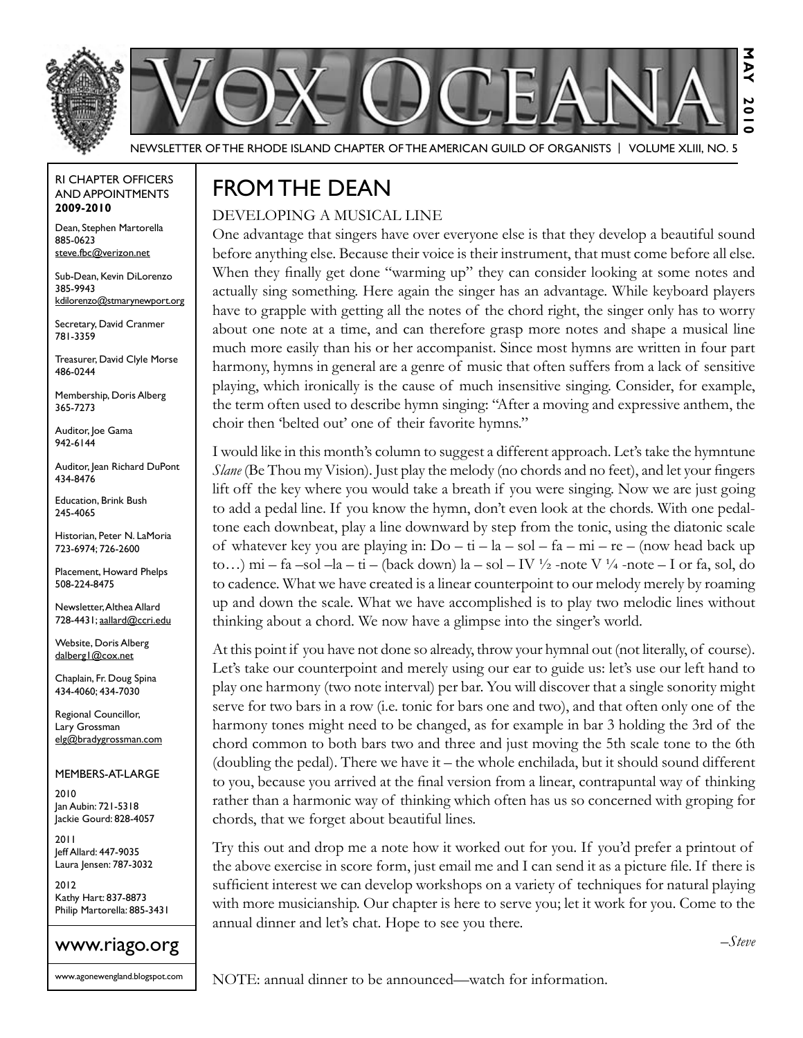# VOX OCEANA

MAY 2010

NEWSLETTER OF THE RHODE ISLAND CHAPTER OF THE AMERICAN GUILD OF ORGANISTS | VOLUME XLIII, NO. 5

RI CHAPTER OFFICERS AND APPOINTMENTS
**2009-2010**

Dean, Stephen Martorella
885-0623
steve.fbc@verizon.net

Sub-Dean, Kevin DiLorenzo
385-9943
kdilorenzo@stmarynewport.org

Secretary, David Cranmer
781-3359

Treasurer, David Clyle Morse
486-0244

Membership, Doris Alberg
365-7273

Auditor, Joe Gama
942-6144

Auditor, Jean Richard DuPont
434-8476

Education, Brink Bush
245-4065

Historian, Peter N. LaMoria
723-6974; 726-2600

Placement, Howard Phelps
508-224-8475

Newsletter, Althea Allard
728-4431; aallard@ccri.edu

Website, Doris Alberg
dalberg1@cox.net

Chaplain, Fr. Doug Spina
434-4060; 434-7030

Regional Councillor,
Lary Grossman
elg@bradygrossman.com

MEMBERS-AT-LARGE

2010
Jan Aubin: 721-5318
Jackie Gourd: 828-4057

2011
Jeff Allard: 447-9035
Laura Jensen: 787-3032

2012
Kathy Hart: 837-8873
Philip Martorella: 885-3431

www.riago.org

www.agonewengland.blogspot.com

## FROM THE DEAN

### DEVELOPING A MUSICAL LINE

One advantage that singers have over everyone else is that they develop a beautiful sound before anything else. Because their voice is their instrument, that must come before all else. When they finally get done "warming up" they can consider looking at some notes and actually sing something. Here again the singer has an advantage. While keyboard players have to grapple with getting all the notes of the chord right, the singer only has to worry about one note at a time, and can therefore grasp more notes and shape a musical line much more easily than his or her accompanist. Since most hymns are written in four part harmony, hymns in general are a genre of music that often suffers from a lack of sensitive playing, which ironically is the cause of much insensitive singing. Consider, for example, the term often used to describe hymn singing: "After a moving and expressive anthem, the choir then 'belted out' one of their favorite hymns."

I would like in this month's column to suggest a different approach. Let's take the hymntune *Slane* (Be Thou my Vision). Just play the melody (no chords and no feet), and let your fingers lift off the key where you would take a breath if you were singing. Now we are just going to add a pedal line. If you know the hymn, don't even look at the chords. With one pedal-tone each downbeat, play a line downward by step from the tonic, using the diatonic scale of whatever key you are playing in: Do – ti – la – sol – fa – mi – re – (now head back up to…) mi – fa –sol –la – ti – (back down) la – sol – IV ½ -note V ¼ -note – I or fa, sol, do to cadence. What we have created is a linear counterpoint to our melody merely by roaming up and down the scale. What we have accomplished is to play two melodic lines without thinking about a chord. We now have a glimpse into the singer's world.

At this point if you have not done so already, throw your hymnal out (not literally, of course). Let's take our counterpoint and merely using our ear to guide us: let's use our left hand to play one harmony (two note interval) per bar. You will discover that a single sonority might serve for two bars in a row (i.e. tonic for bars one and two), and that often only one of the harmony tones might need to be changed, as for example in bar 3 holding the 3rd of the chord common to both bars two and three and just moving the 5th scale tone to the 6th (doubling the pedal). There we have it – the whole enchilada, but it should sound different to you, because you arrived at the final version from a linear, contrapuntal way of thinking rather than a harmonic way of thinking which often has us so concerned with groping for chords, that we forget about beautiful lines.

Try this out and drop me a note how it worked out for you. If you'd prefer a printout of the above exercise in score form, just email me and I can send it as a picture file. If there is sufficient interest we can develop workshops on a variety of techniques for natural playing with more musicianship. Our chapter is here to serve you; let it work for you. Come to the annual dinner and let's chat. Hope to see you there.

*–Steve*

NOTE: annual dinner to be announced—watch for information.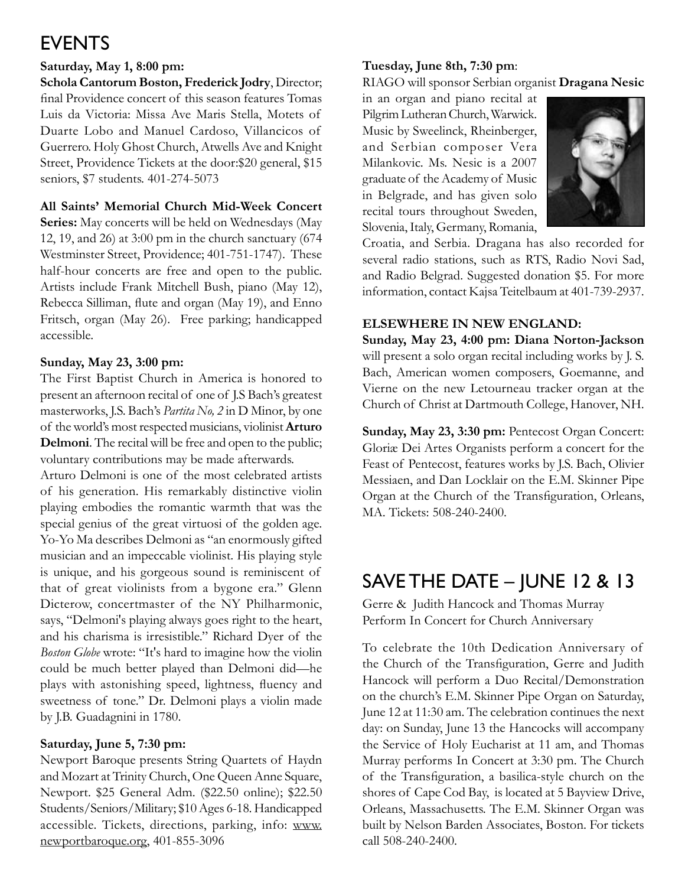# EVENTS

**Saturday, May 1, 8:00 pm:**
**Schola Cantorum Boston, Frederick Jodry**, Director; final Providence concert of this season features Tomas Luis da Victoria: Missa Ave Maris Stella, Motets of Duarte Lobo and Manuel Cardoso, Villancicos of Guerrero. Holy Ghost Church, Atwells Ave and Knight Street, Providence Tickets at the door:$20 general, $15 seniors, $7 students. 401-274-5073

**All Saints' Memorial Church Mid-Week Concert Series:** May concerts will be held on Wednesdays (May 12, 19, and 26) at 3:00 pm in the church sanctuary (674 Westminster Street, Providence; 401-751-1747). These half-hour concerts are free and open to the public. Artists include Frank Mitchell Bush, piano (May 12), Rebecca Silliman, flute and organ (May 19), and Enno Fritsch, organ (May 26). Free parking; handicapped accessible.

**Sunday, May 23, 3:00 pm:**
The First Baptist Church in America is honored to present an afternoon recital of one of J.S Bach's greatest masterworks, J.S. Bach's *Partita No, 2* in D Minor, by one of the world's most respected musicians, violinist **Arturo Delmoni**. The recital will be free and open to the public; voluntary contributions may be made afterwards.
Arturo Delmoni is one of the most celebrated artists of his generation. His remarkably distinctive violin playing embodies the romantic warmth that was the special genius of the great virtuosi of the golden age. Yo-Yo Ma describes Delmoni as "an enormously gifted musician and an impeccable violinist. His playing style is unique, and his gorgeous sound is reminiscent of that of great violinists from a bygone era." Glenn Dicterow, concertmaster of the NY Philharmonic, says, "Delmoni's playing always goes right to the heart, and his charisma is irresistible." Richard Dyer of the *Boston Globe* wrote: "It's hard to imagine how the violin could be much better played than Delmoni did—he plays with astonishing speed, lightness, fluency and sweetness of tone." Dr. Delmoni plays a violin made by J.B. Guadagnini in 1780.

**Saturday, June 5, 7:30 pm:**
Newport Baroque presents String Quartets of Haydn and Mozart at Trinity Church, One Queen Anne Square, Newport. $25 General Adm. ($22.50 online); $22.50 Students/Seniors/Military; $10 Ages 6-18. Handicapped accessible. Tickets, directions, parking, info: www.newportbaroque.org, 401-855-3096

**Tuesday, June 8th, 7:30 pm**:
RIAGO will sponsor Serbian organist **Dragana Nesic** in an organ and piano recital at Pilgrim Lutheran Church, Warwick. Music by Sweelinck, Rheinberger, and Serbian composer Vera Milankovic. Ms. Nesic is a 2007 graduate of the Academy of Music in Belgrade, and has given solo recital tours throughout Sweden, Slovenia, Italy, Germany, Romania, Croatia, and Serbia. Dragana has also recorded for several radio stations, such as RTS, Radio Novi Sad, and Radio Belgrad. Suggested donation $5. For more information, contact Kajsa Teitelbaum at 401-739-2937.

**ELSEWHERE IN NEW ENGLAND:**
**Sunday, May 23, 4:00 pm: Diana Norton-Jackson** will present a solo organ recital including works by J. S. Bach, American women composers, Goemanne, and Vierne on the new Letourneau tracker organ at the Church of Christ at Dartmouth College, Hanover, NH.

**Sunday, May 23, 3:30 pm:** Pentecost Organ Concert: Gloriæ Dei Artes Organists perform a concert for the Feast of Pentecost, features works by J.S. Bach, Olivier Messiaen, and Dan Locklair on the E.M. Skinner Pipe Organ at the Church of the Transfiguration, Orleans, MA. Tickets: 508-240-2400.

# SAVE THE DATE – JUNE 12 & 13

Gerre & Judith Hancock and Thomas Murray Perform In Concert for Church Anniversary

To celebrate the 10th Dedication Anniversary of the Church of the Transfiguration, Gerre and Judith Hancock will perform a Duo Recital/Demonstration on the church's E.M. Skinner Pipe Organ on Saturday, June 12 at 11:30 am. The celebration continues the next day: on Sunday, June 13 the Hancocks will accompany the Service of Holy Eucharist at 11 am, and Thomas Murray performs In Concert at 3:30 pm. The Church of the Transfiguration, a basilica-style church on the shores of Cape Cod Bay, is located at 5 Bayview Drive, Orleans, Massachusetts. The E.M. Skinner Organ was built by Nelson Barden Associates, Boston. For tickets call 508-240-2400.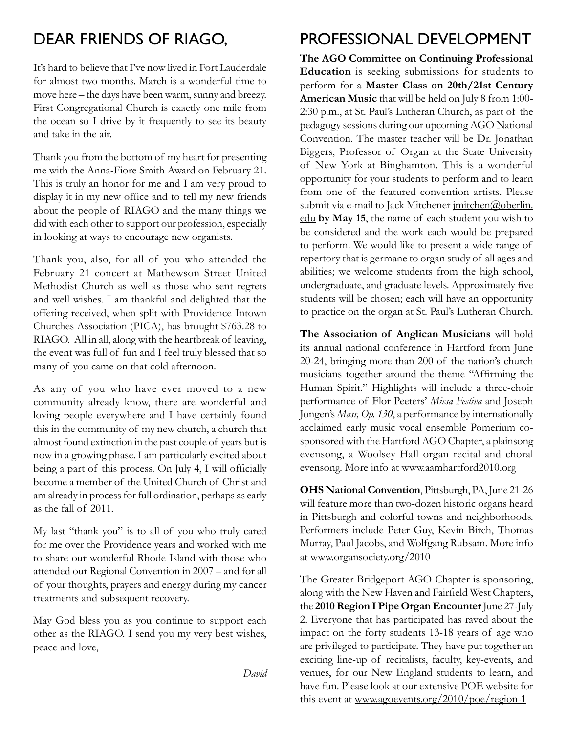## DEAR FRIENDS OF RIAGO,

It's hard to believe that I've now lived in Fort Lauderdale for almost two months. March is a wonderful time to move here – the days have been warm, sunny and breezy. First Congregational Church is exactly one mile from the ocean so I drive by it frequently to see its beauty and take in the air.

Thank you from the bottom of my heart for presenting me with the Anna-Fiore Smith Award on February 21. This is truly an honor for me and I am very proud to display it in my new office and to tell my new friends about the people of RIAGO and the many things we did with each other to support our profession, especially in looking at ways to encourage new organists.

Thank you, also, for all of you who attended the February 21 concert at Mathewson Street United Methodist Church as well as those who sent regrets and well wishes. I am thankful and delighted that the offering received, when split with Providence Intown Churches Association (PICA), has brought $763.28 to RIAGO. All in all, along with the heartbreak of leaving, the event was full of fun and I feel truly blessed that so many of you came on that cold afternoon.

As any of you who have ever moved to a new community already know, there are wonderful and loving people everywhere and I have certainly found this in the community of my new church, a church that almost found extinction in the past couple of years but is now in a growing phase. I am particularly excited about being a part of this process. On July 4, I will officially become a member of the United Church of Christ and am already in process for full ordination, perhaps as early as the fall of 2011.

My last "thank you" is to all of you who truly cared for me over the Providence years and worked with me to share our wonderful Rhode Island with those who attended our Regional Convention in 2007 – and for all of your thoughts, prayers and energy during my cancer treatments and subsequent recovery.

May God bless you as you continue to support each other as the RIAGO. I send you my very best wishes, peace and love,

*David*

## PROFESSIONAL DEVELOPMENT

**The AGO Committee on Continuing Professional Education** is seeking submissions for students to perform for a **Master Class on 20th/21st Century American Music** that will be held on July 8 from 1:00-2:30 p.m., at St. Paul's Lutheran Church, as part of the pedagogy sessions during our upcoming AGO National Convention. The master teacher will be Dr. Jonathan Biggers, Professor of Organ at the State University of New York at Binghamton. This is a wonderful opportunity for your students to perform and to learn from one of the featured convention artists. Please submit via e-mail to Jack Mitchener jmitchen@oberlin.edu **by May 15**, the name of each student you wish to be considered and the work each would be prepared to perform. We would like to present a wide range of repertory that is germane to organ study of all ages and abilities; we welcome students from the high school, undergraduate, and graduate levels. Approximately five students will be chosen; each will have an opportunity to practice on the organ at St. Paul's Lutheran Church.

**The Association of Anglican Musicians** will hold its annual national conference in Hartford from June 20-24, bringing more than 200 of the nation's church musicians together around the theme "Affirming the Human Spirit." Highlights will include a three-choir performance of Flor Peeters' *Missa Festiva* and Joseph Jongen's *Mass, Op. 130*, a performance by internationally acclaimed early music vocal ensemble Pomerium co-sponsored with the Hartford AGO Chapter, a plainsong evensong, a Woolsey Hall organ recital and choral evensong. More info at www.aamhartford2010.org

**OHS National Convention**, Pittsburgh, PA, June 21-26 will feature more than two-dozen historic organs heard in Pittsburgh and colorful towns and neighborhoods. Performers include Peter Guy, Kevin Birch, Thomas Murray, Paul Jacobs, and Wolfgang Rubsam. More info at www.organsociety.org/2010

The Greater Bridgeport AGO Chapter is sponsoring, along with the New Haven and Fairfield West Chapters, the **2010 Region I Pipe Organ Encounter** June 27-July 2. Everyone that has participated has raved about the impact on the forty students 13-18 years of age who are privileged to participate. They have put together an exciting line-up of recitalists, faculty, key-events, and venues, for our New England students to learn, and have fun. Please look at our extensive POE website for this event at www.agoevents.org/2010/poe/region-1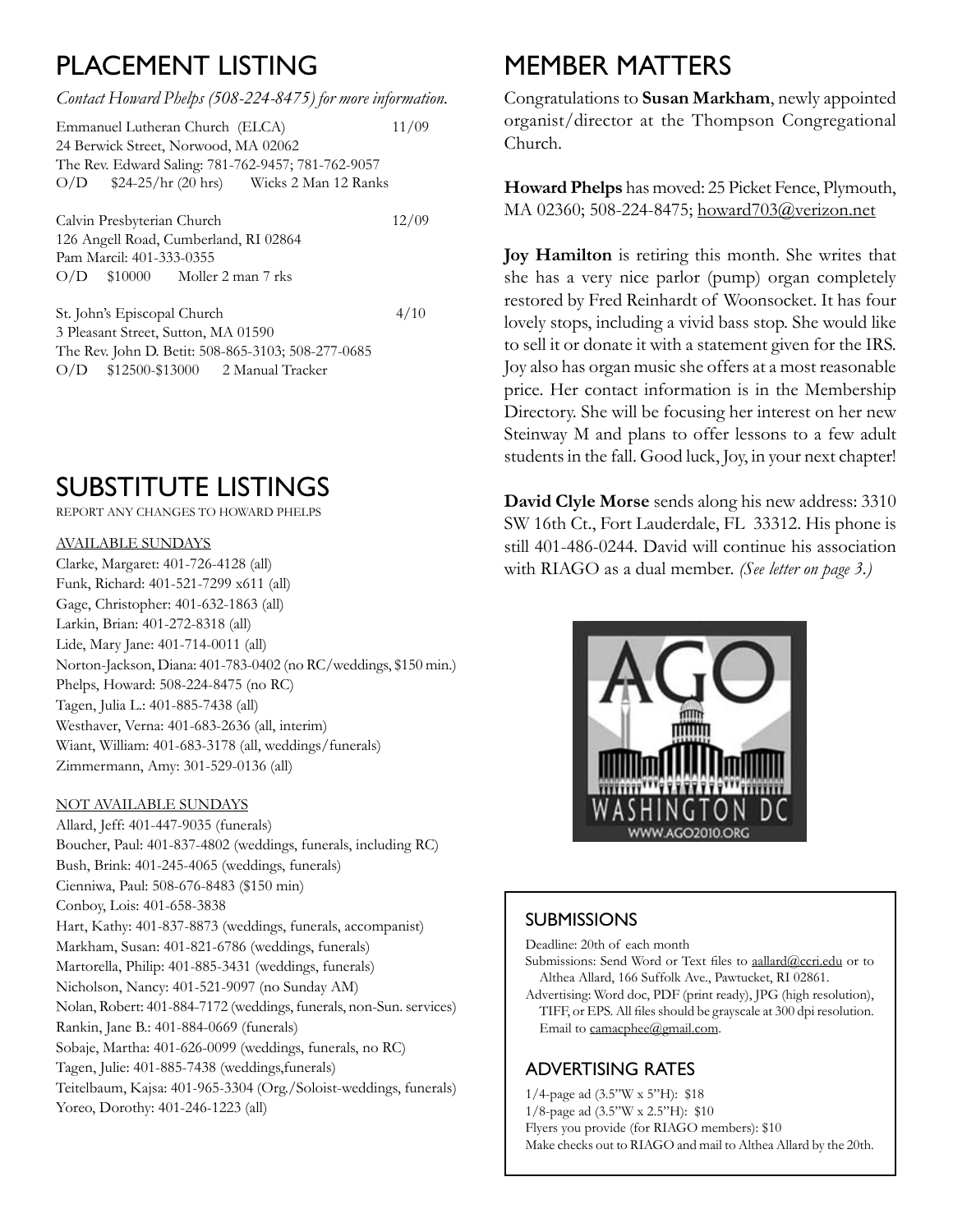## PLACEMENT LISTING

*Contact Howard Phelps (508-224-8475) for more information.*

Emmanuel Lutheran Church (ELCA) 11/09
24 Berwick Street, Norwood, MA 02062
The Rev. Edward Saling: 781-762-9457; 781-762-9057
O/D $24-25/hr (20 hrs) Wicks 2 Man 12 Ranks

Calvin Presbyterian Church 12/09
126 Angell Road, Cumberland, RI 02864
Pam Marcil: 401-333-0355
O/D $10000 Moller 2 man 7 rks

St. John's Episcopal Church 4/10
3 Pleasant Street, Sutton, MA 01590
The Rev. John D. Betit: 508-865-3103; 508-277-0685
O/D $12500-$13000 2 Manual Tracker

## SUBSTITUTE LISTINGS

REPORT ANY CHANGES TO HOWARD PHELPS

AVAILABLE SUNDAYS

Clarke, Margaret: 401-726-4128 (all)
Funk, Richard: 401-521-7299 x611 (all)
Gage, Christopher: 401-632-1863 (all)
Larkin, Brian: 401-272-8318 (all)
Lide, Mary Jane: 401-714-0011 (all)
Norton-Jackson, Diana: 401-783-0402 (no RC/weddings, $150 min.)
Phelps, Howard: 508-224-8475 (no RC)
Tagen, Julia L.: 401-885-7438 (all)
Westhaver, Verna: 401-683-2636 (all, interim)
Wiant, William: 401-683-3178 (all, weddings/funerals)
Zimmermann, Amy: 301-529-0136 (all)

NOT AVAILABLE SUNDAYS

Allard, Jeff: 401-447-9035 (funerals)
Boucher, Paul: 401-837-4802 (weddings, funerals, including RC)
Bush, Brink: 401-245-4065 (weddings, funerals)
Cienniwa, Paul: 508-676-8483 ($150 min)
Conboy, Lois: 401-658-3838
Hart, Kathy: 401-837-8873 (weddings, funerals, accompanist)
Markham, Susan: 401-821-6786 (weddings, funerals)
Martorella, Philip: 401-885-3431 (weddings, funerals)
Nicholson, Nancy: 401-521-9097 (no Sunday AM)
Nolan, Robert: 401-884-7172 (weddings, funerals, non-Sun. services)
Rankin, Jane B.: 401-884-0669 (funerals)
Sobaje, Martha: 401-626-0099 (weddings, funerals, no RC)
Tagen, Julie: 401-885-7438 (weddings,funerals)
Teitelbaum, Kajsa: 401-965-3304 (Org./Soloist-weddings, funerals)
Yoreo, Dorothy: 401-246-1223 (all)

## MEMBER MATTERS

Congratulations to **Susan Markham**, newly appointed organist/director at the Thompson Congregational Church.

**Howard Phelps** has moved: 25 Picket Fence, Plymouth, MA 02360; 508-224-8475; howard703@verizon.net

**Joy Hamilton** is retiring this month. She writes that she has a very nice parlor (pump) organ completely restored by Fred Reinhardt of Woonsocket. It has four lovely stops, including a vivid bass stop. She would like to sell it or donate it with a statement given for the IRS. Joy also has organ music she offers at a most reasonable price. Her contact information is in the Membership Directory. She will be focusing her interest on her new Steinway M and plans to offer lessons to a few adult students in the fall. Good luck, Joy, in your next chapter!

**David Clyle Morse** sends along his new address: 3310 SW 16th Ct., Fort Lauderdale, FL 33312. His phone is still 401-486-0244. David will continue his association with RIAGO as a dual member. *(See letter on page 3.)*

AGO
WASHINGTON DC
WWW.AGO2010.ORG

### SUBMISSIONS

Deadline: 20th of each month
Submissions: Send Word or Text files to aallard@ccri.edu or to Althea Allard, 166 Suffolk Ave., Pawtucket, RI 02861.
Advertising: Word doc, PDF (print ready), JPG (high resolution), TIFF, or EPS. All files should be grayscale at 300 dpi resolution. Email to camacphee@gmail.com.

### ADVERTISING RATES

1/4-page ad (3.5"W x 5"H): $18
1/8-page ad (3.5"W x 2.5"H): $10
Flyers you provide (for RIAGO members): $10
Make checks out to RIAGO and mail to Althea Allard by the 20th.